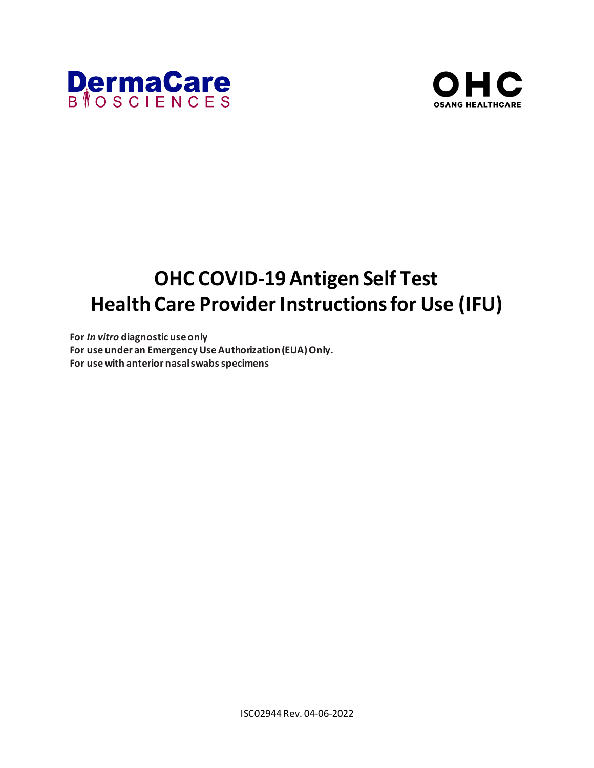DermaCare BIOSCIENCES

OHC OSANG HEALTHCARE

# OHC COVID-19 Antigen Self Test
# Health Care Provider Instructions for Use (IFU)

**For *In vitro* diagnostic use only**
**For use under an Emergency Use Authorization (EUA) Only.**
**For use with anterior nasal swabs specimens**

ISC02944 Rev. 04-06-2022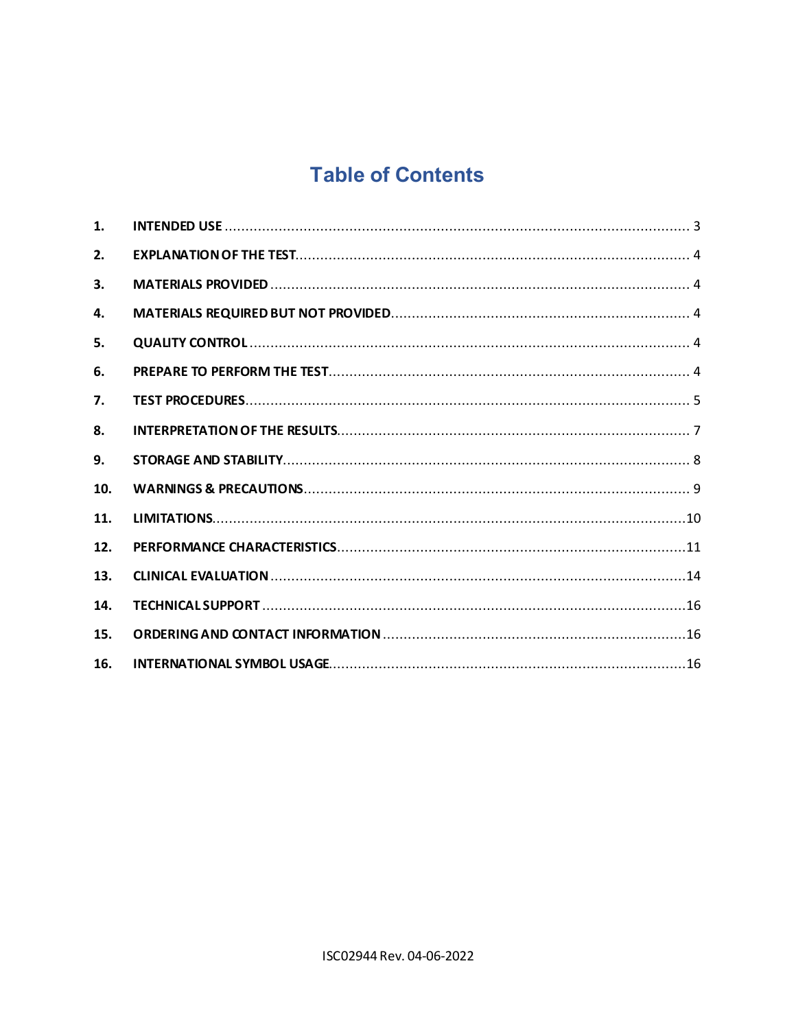# Table of Contents

| | | |
|---|---|---|
| 1. | INTENDED USE | 3 |
| 2. | EXPLANATION OF THE TEST | 4 |
| 3. | MATERIALS PROVIDED | 4 |
| 4. | MATERIALS REQUIRED BUT NOT PROVIDED | 4 |
| 5. | QUALITY CONTROL | 4 |
| 6. | PREPARE TO PERFORM THE TEST | 4 |
| 7. | TEST PROCEDURES | 5 |
| 8. | INTERPRETATION OF THE RESULTS | 7 |
| 9. | STORAGE AND STABILITY | 8 |
| 10. | WARNINGS & PRECAUTIONS | 9 |
| 11. | LIMITATIONS | 10 |
| 12. | PERFORMANCE CHARACTERISTICS | 11 |
| 13. | CLINICAL EVALUATION | 14 |
| 14. | TECHNICAL SUPPORT | 16 |
| 15. | ORDERING AND CONTACT INFORMATION | 16 |
| 16. | INTERNATIONAL SYMBOL USAGE | 16 |

ISC02944 Rev. 04-06-2022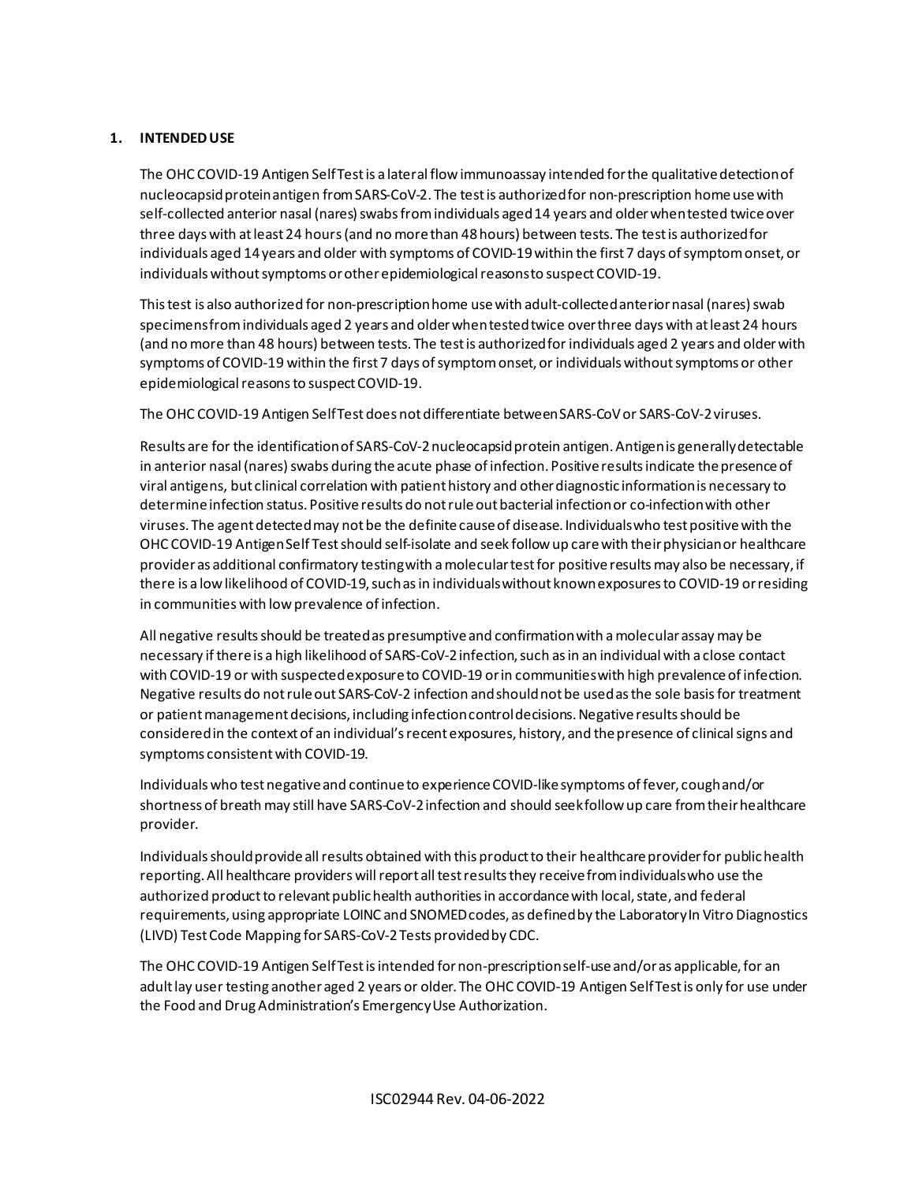## 1. INTENDED USE

The OHC COVID-19 Antigen Self Test is a lateral flow immunoassay intended for the qualitative detection of nucleocapsid protein antigen from SARS-CoV-2. The test is authorized for non-prescription home use with self-collected anterior nasal (nares) swabs from individuals aged 14 years and older when tested twice over three days with at least 24 hours (and no more than 48 hours) between tests. The test is authorized for individuals aged 14 years and older with symptoms of COVID-19 within the first 7 days of symptom onset, or individuals without symptoms or other epidemiological reasons to suspect COVID-19.

This test is also authorized for non-prescription home use with adult-collected anterior nasal (nares) swab specimens from individuals aged 2 years and older when tested twice over three days with at least 24 hours (and no more than 48 hours) between tests. The test is authorized for individuals aged 2 years and older with symptoms of COVID-19 within the first 7 days of symptom onset, or individuals without symptoms or other epidemiological reasons to suspect COVID-19.

The OHC COVID-19 Antigen Self Test does not differentiate between SARS-CoV or SARS-CoV-2 viruses.

Results are for the identification of SARS-CoV-2 nucleocapsid protein antigen. Antigen is generally detectable in anterior nasal (nares) swabs during the acute phase of infection. Positive results indicate the presence of viral antigens, but clinical correlation with patient history and other diagnostic information is necessary to determine infection status. Positive results do not rule out bacterial infection or co-infection with other viruses. The agent detected may not be the definite cause of disease. Individuals who test positive with the OHC COVID-19 Antigen Self Test should self-isolate and seek follow up care with their physician or healthcare provider as additional confirmatory testing with a molecular test for positive results may also be necessary, if there is a low likelihood of COVID-19, such as in individuals without known exposures to COVID-19 or residing in communities with low prevalence of infection.

All negative results should be treated as presumptive and confirmation with a molecular assay may be necessary if there is a high likelihood of SARS-CoV-2 infection, such as in an individual with a close contact with COVID-19 or with suspected exposure to COVID-19 or in communities with high prevalence of infection. Negative results do not rule out SARS-CoV-2 infection and should not be used as the sole basis for treatment or patient management decisions, including infection control decisions. Negative results should be considered in the context of an individual's recent exposures, history, and the presence of clinical signs and symptoms consistent with COVID-19.

Individuals who test negative and continue to experience COVID-like symptoms of fever, cough and/or shortness of breath may still have SARS-CoV-2 infection and should seek follow up care from their healthcare provider.

Individuals should provide all results obtained with this product to their healthcare provider for public health reporting. All healthcare providers will report all test results they receive from individuals who use the authorized product to relevant public health authorities in accordance with local, state, and federal requirements, using appropriate LOINC and SNOMED codes, as defined by the Laboratory In Vitro Diagnostics (LIVD) Test Code Mapping for SARS-CoV-2 Tests provided by CDC.

The OHC COVID-19 Antigen Self Test is intended for non-prescription self-use and/or as applicable, for an adult lay user testing another aged 2 years or older. The OHC COVID-19 Antigen Self Test is only for use under the Food and Drug Administration's Emergency Use Authorization.

ISC02944 Rev. 04-06-2022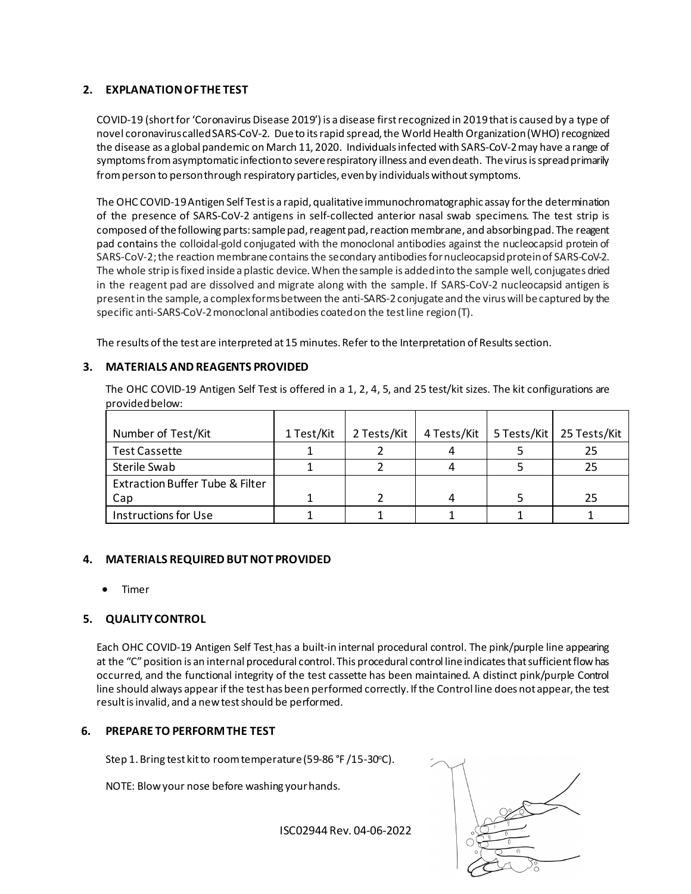## 2. EXPLANATION OF THE TEST

COVID-19 (short for 'Coronavirus Disease 2019') is a disease first recognized in 2019 that is caused by a type of novel coronavirus called SARS-CoV-2. Due to its rapid spread, the World Health Organization (WHO) recognized the disease as a global pandemic on March 11, 2020. Individuals infected with SARS-CoV-2 may have a range of symptoms from asymptomatic infection to severe respiratory illness and even death. The virus is spread primarily from person to person through respiratory particles, even by individuals without symptoms.

The OHC COVID-19 Antigen Self Test is a rapid, qualitative immunochromatographic assay for the determination of the presence of SARS-CoV-2 antigens in self-collected anterior nasal swab specimens. The test strip is composed of the following parts: sample pad, reagent pad, reaction membrane, and absorbing pad. The reagent pad contains the colloidal-gold conjugated with the monoclonal antibodies against the nucleocapsid protein of SARS-CoV-2; the reaction membrane contains the secondary antibodies for nucleocapsid protein of SARS-CoV-2. The whole strip is fixed inside a plastic device. When the sample is added into the sample well, conjugates dried in the reagent pad are dissolved and migrate along with the sample. If SARS-CoV-2 nucleocapsid antigen is present in the sample, a complex forms between the anti-SARS-2 conjugate and the virus will be captured by the specific anti-SARS-CoV-2 monoclonal antibodies coated on the test line region (T).

The results of the test are interpreted at 15 minutes. Refer to the Interpretation of Results section.

## 3. MATERIALS AND REAGENTS PROVIDED

The OHC COVID-19 Antigen Self Test is offered in a 1, 2, 4, 5, and 25 test/kit sizes. The kit configurations are provided below:

| Number of Test/Kit | 1 Test/Kit | 2 Tests/Kit | 4 Tests/Kit | 5 Tests/Kit | 25 Tests/Kit |
|---|---|---|---|---|---|
| Test Cassette | 1 | 2 | 4 | 5 | 25 |
| Sterile Swab | 1 | 2 | 4 | 5 | 25 |
| Extraction Buffer Tube & Filter Cap | 1 | 2 | 4 | 5 | 25 |
| Instructions for Use | 1 | 1 | 1 | 1 | 1 |

## 4. MATERIALS REQUIRED BUT NOT PROVIDED

- Timer

## 5. QUALITY CONTROL

Each OHC COVID-19 Antigen Self Test has a built-in internal procedural control. The pink/purple line appearing at the "C" position is an internal procedural control. This procedural control line indicates that sufficient flow has occurred, and the functional integrity of the test cassette has been maintained. A distinct pink/purple Control line should always appear if the test has been performed correctly. If the Control line does not appear, the test result is invalid, and a new test should be performed.

## 6. PREPARE TO PERFORM THE TEST

Step 1. Bring test kit to room temperature (59-86 °F /15-30°C).

NOTE: Blow your nose before washing your hands.

ISC02944 Rev. 04-06-2022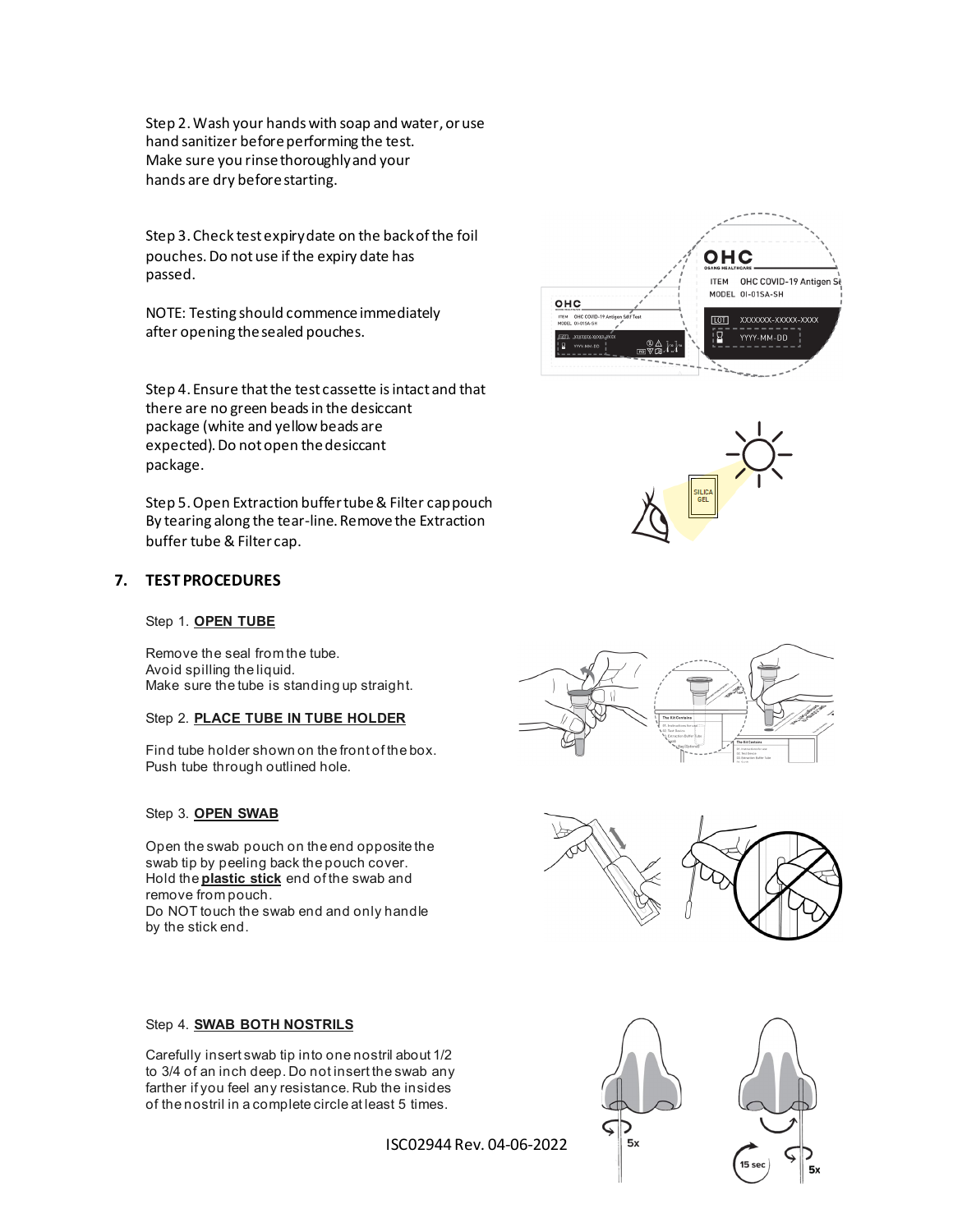Step 2. Wash your hands with soap and water, or use hand sanitizer before performing the test. Make sure you rinse thoroughly and your hands are dry before starting.

Step 3. Check test expiry date on the back of the foil pouches. Do not use if the expiry date has passed.

NOTE: Testing should commence immediately after opening the sealed pouches.

Step 4. Ensure that the test cassette is intact and that there are no green beads in the desiccant package (white and yellow beads are expected). Do not open the desiccant package.

Step 5. Open Extraction buffer tube & Filter cap pouch By tearing along the tear-line. Remove the Extraction buffer tube & Filter cap.

## 7. TEST PROCEDURES

Step 1. **OPEN TUBE**

Remove the seal from the tube.
Avoid spilling the liquid.
Make sure the tube is standing up straight.

Step 2. **PLACE TUBE IN TUBE HOLDER**

Find tube holder shown on the front of the box.
Push tube through outlined hole.

Step 3. **OPEN SWAB**

Open the swab pouch on the end opposite the swab tip by peeling back the pouch cover.
Hold the **plastic stick** end of the swab and remove from pouch.
Do NOT touch the swab end and only handle by the stick end.

Step 4. **SWAB BOTH NOSTRILS**

Carefully insert swab tip into one nostril about 1/2 to 3/4 of an inch deep. Do not insert the swab any farther if you feel any resistance. Rub the insides of the nostril in a complete circle at least 5 times.

ISC02944 Rev. 04-06-2022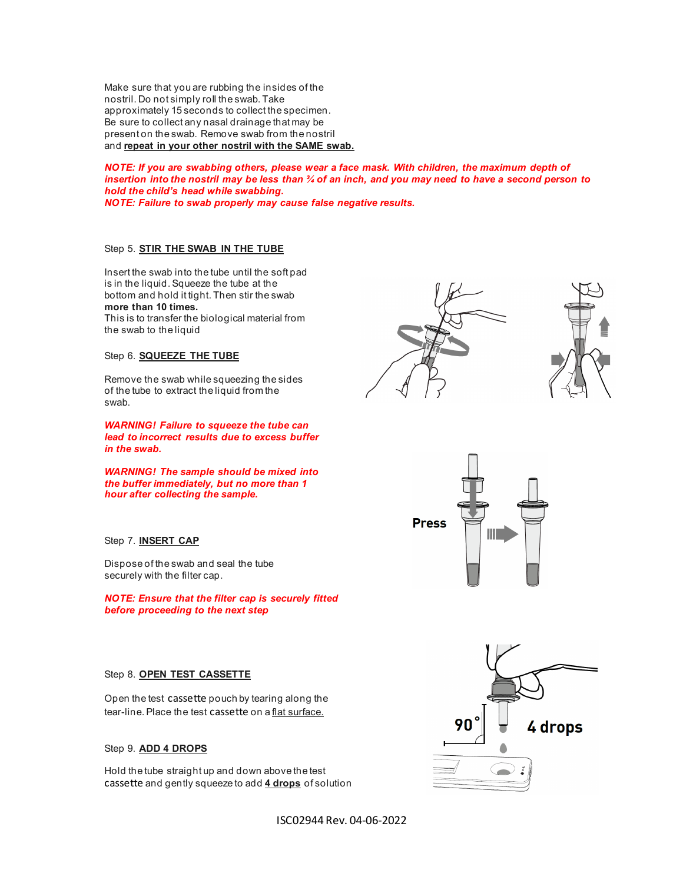Make sure that you are rubbing the insides of the nostril. Do not simply roll the swab. Take approximately 15 seconds to collect the specimen. Be sure to collect any nasal drainage that may be present on the swab. Remove swab from the nostril and **repeat in your other nostril with the SAME swab.**

***NOTE: If you are swabbing others, please wear a face mask. With children, the maximum depth of insertion into the nostril may be less than ¾ of an inch, and you may need to have a second person to hold the child's head while swabbing.***
***NOTE: Failure to swab properly may cause false negative results.***

Step 5. **STIR THE SWAB IN THE TUBE**

Insert the swab into the tube until the soft pad is in the liquid. Squeeze the tube at the bottom and hold it tight. Then stir the swab **more than 10 times.**
This is to transfer the biological material from the swab to the liquid

Step 6. **SQUEEZE THE TUBE**

Remove the swab while squeezing the sides of the tube to extract the liquid from the swab.

***WARNING! Failure to squeeze the tube can lead to incorrect results due to excess buffer in the swab.***

***WARNING! The sample should be mixed into the buffer immediately, but no more than 1 hour after collecting the sample.***

Press

Step 7. **INSERT CAP**

Dispose of the swab and seal the tube securely with the filter cap.

***NOTE: Ensure that the filter cap is securely fitted before proceeding to the next step***

Step 8. **OPEN TEST CASSETTE**

Open the test cassette pouch by tearing along the tear-line. Place the test cassette on a flat surface.

90°

4 drops

Step 9. **ADD 4 DROPS**

Hold the tube straight up and down above the test cassette and gently squeeze to add **4 drops** of solution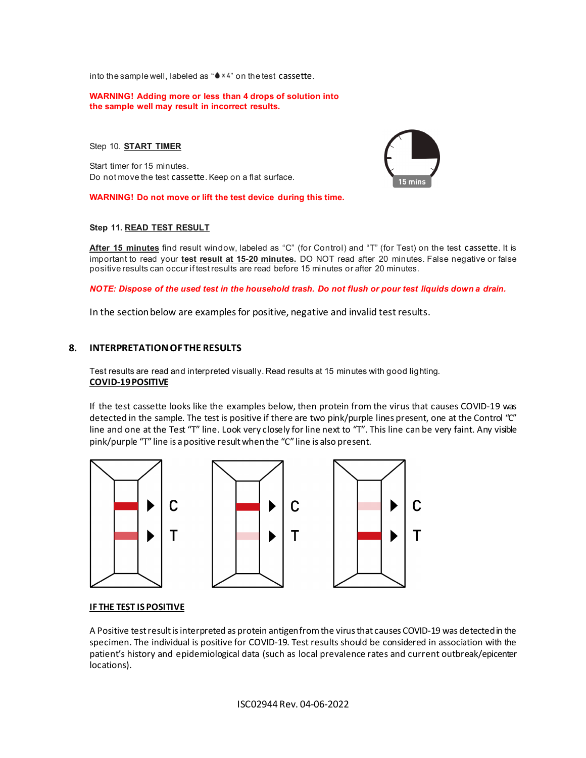into the sample well, labeled as "💧× 4" on the test cassette.

**WARNING! Adding more or less than 4 drops of solution into the sample well may result in incorrect results.**

Step 10. **START TIMER**

Start timer for 15 minutes.
Do not move the test cassette. Keep on a flat surface.

**WARNING! Do not move or lift the test device during this time.**

**Step 11. READ TEST RESULT**

**After 15 minutes** find result window, labeled as "C" (for Control) and "T" (for Test) on the test cassette. It is important to read your **test result at 15-20 minutes.** DO NOT read after 20 minutes. False negative or false positive results can occur if test results are read before 15 minutes or after 20 minutes.

***NOTE: Dispose of the used test in the household trash. Do not flush or pour test liquids down a drain.***

In the section below are examples for positive, negative and invalid test results.

## 8. INTERPRETATION OF THE RESULTS

Test results are read and interpreted visually. Read results at 15 minutes with good lighting.

**COVID-19 POSITIVE**

If the test cassette looks like the examples below, then protein from the virus that causes COVID-19 was detected in the sample. The test is positive if there are two pink/purple lines present, one at the Control "C" line and one at the Test "T" line. Look very closely for line next to "T". This line can be very faint. Any visible pink/purple "T" line is a positive result when the "C" line is also present.

**IF THE TEST IS POSITIVE**

A Positive test result is interpreted as protein antigen from the virus that causes COVID-19 was detected in the specimen. The individual is positive for COVID-19. Test results should be considered in association with the patient's history and epidemiological data (such as local prevalence rates and current outbreak/epicenter locations).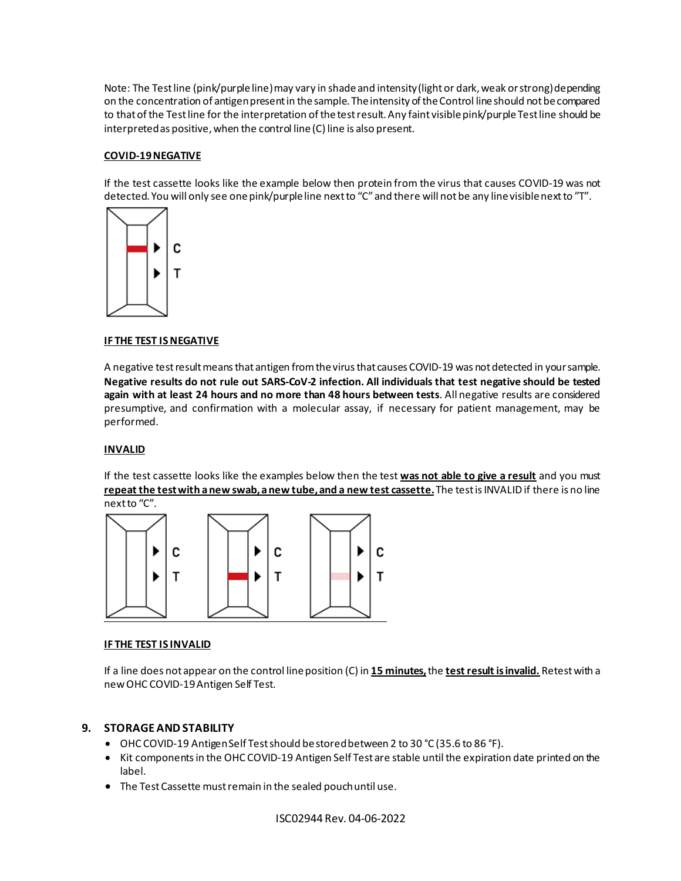Note: The Test line (pink/purple line) may vary in shade and intensity (light or dark, weak or strong) depending on the concentration of antigen present in the sample. The intensity of the Control line should not be compared to that of the Test line for the interpretation of the test result. Any faint visible pink/purple Test line should be interpreted as positive, when the control line (C) line is also present.

**COVID-19 NEGATIVE**

If the test cassette looks like the example below then protein from the virus that causes COVID-19 was not detected. You will only see one pink/purple line next to "C" and there will not be any line visible next to "T".

**IF THE TEST IS NEGATIVE**

A negative test result means that antigen from the virus that causes COVID-19 was not detected in your sample. **Negative results do not rule out SARS-CoV-2 infection. All individuals that test negative should be tested again with at least 24 hours and no more than 48 hours between tests**. All negative results are considered presumptive, and confirmation with a molecular assay, if necessary for patient management, may be performed.

**INVALID**

If the test cassette looks like the examples below then the test **was not able to give a result** and you must **repeat the test with a new swab, a new tube, and a new test cassette.** The test is INVALID if there is no line next to "C".

**IF THE TEST IS INVALID**

If a line does not appear on the control line position (C) in **15 minutes,** the **test result is invalid.** Retest with a new OHC COVID-19 Antigen Self Test.

## 9. STORAGE AND STABILITY

- OHC COVID-19 Antigen Self Test should be stored between 2 to 30 °C (35.6 to 86 °F).
- Kit components in the OHC COVID-19 Antigen Self Test are stable until the expiration date printed on the label.
- The Test Cassette must remain in the sealed pouch until use.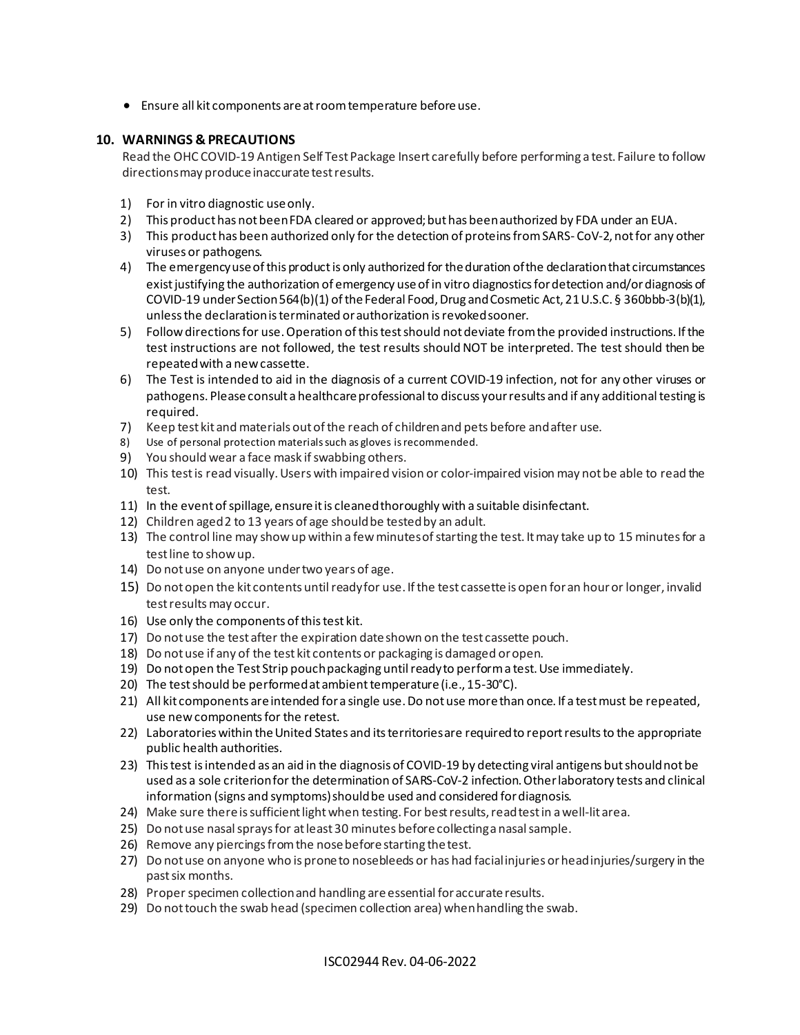- Ensure all kit components are at room temperature before use.

## 10. WARNINGS & PRECAUTIONS

Read the OHC COVID-19 Antigen Self Test Package Insert carefully before performing a test. Failure to follow directions may produce inaccurate test results.

1) For in vitro diagnostic use only.
2) This product has not been FDA cleared or approved; but has been authorized by FDA under an EUA.
3) This product has been authorized only for the detection of proteins from SARS- CoV-2, not for any other viruses or pathogens.
4) The emergency use of this product is only authorized for the duration of the declaration that circumstances exist justifying the authorization of emergency use of in vitro diagnostics for detection and/or diagnosis of COVID-19 under Section 564(b)(1) of the Federal Food, Drug and Cosmetic Act, 21 U.S.C. § 360bbb-3(b)(1), unless the declaration is terminated or authorization is revoked sooner.
5) Follow directions for use. Operation of this test should not deviate from the provided instructions. If the test instructions are not followed, the test results should NOT be interpreted. The test should then be repeated with a new cassette.
6) The Test is intended to aid in the diagnosis of a current COVID-19 infection, not for any other viruses or pathogens. Please consult a healthcare professional to discuss your results and if any additional testing is required.
7) Keep test kit and materials out of the reach of children and pets before and after use.
8) Use of personal protection materials such as gloves is recommended.
9) You should wear a face mask if swabbing others.
10) This test is read visually. Users with impaired vision or color-impaired vision may not be able to read the test.
11) In the event of spillage, ensure it is cleaned thoroughly with a suitable disinfectant.
12) Children aged 2 to 13 years of age should be tested by an adult.
13) The control line may show up within a few minutes of starting the test. It may take up to 15 minutes for a test line to show up.
14) Do not use on anyone under two years of age.
15) Do not open the kit contents until ready for use. If the test cassette is open for an hour or longer, invalid test results may occur.
16) Use only the components of this test kit.
17) Do not use the test after the expiration date shown on the test cassette pouch.
18) Do not use if any of the test kit contents or packaging is damaged or open.
19) Do not open the Test Strip pouch packaging until ready to perform a test. Use immediately.
20) The test should be performed at ambient temperature (i.e., 15-30°C).
21) All kit components are intended for a single use. Do not use more than once. If a test must be repeated, use new components for the retest.
22) Laboratories within the United States and its territories are required to report results to the appropriate public health authorities.
23) This test is intended as an aid in the diagnosis of COVID-19 by detecting viral antigens but should not be used as a sole criterion for the determination of SARS-CoV-2 infection. Other laboratory tests and clinical information (signs and symptoms) should be used and considered for diagnosis.
24) Make sure there is sufficient light when testing. For best results, read test in a well-lit area.
25) Do not use nasal sprays for at least 30 minutes before collecting a nasal sample.
26) Remove any piercings from the nose before starting the test.
27) Do not use on anyone who is prone to nosebleeds or has had facial injuries or head injuries/surgery in the past six months.
28) Proper specimen collection and handling are essential for accurate results.
29) Do not touch the swab head (specimen collection area) when handling the swab.

ISC02944 Rev. 04-06-2022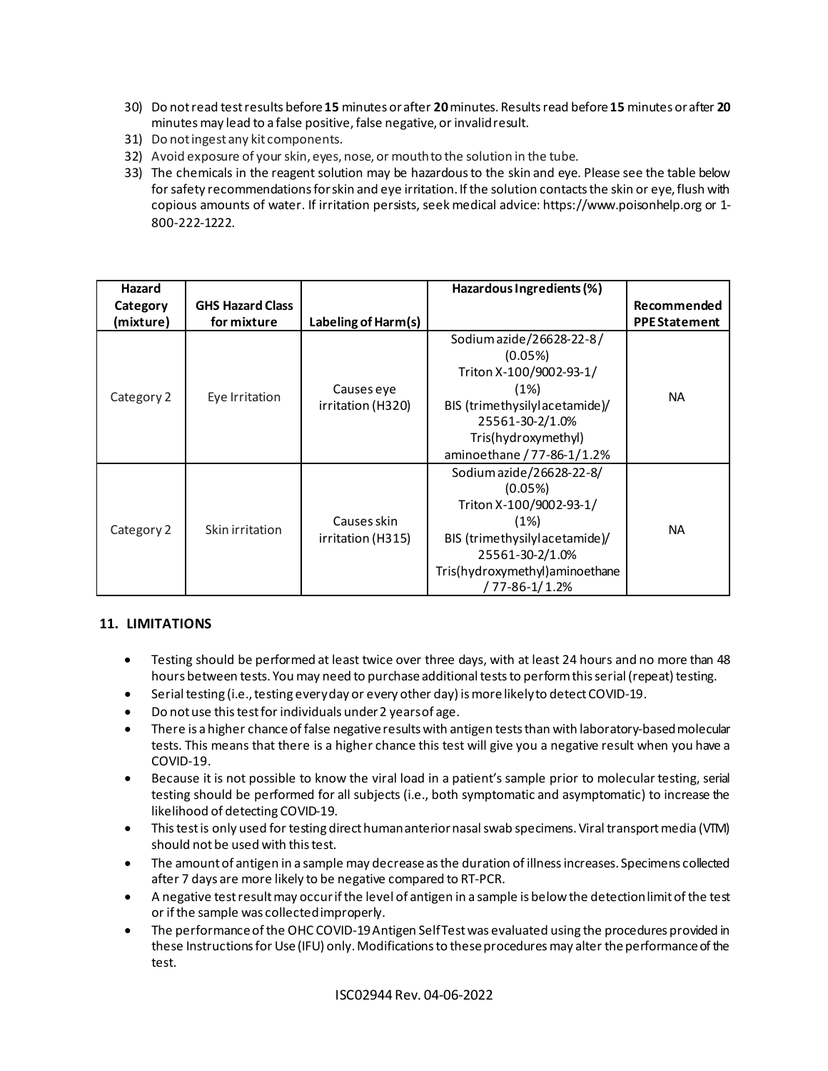30) Do not read test results before **15** minutes or after **20** minutes. Results read before **15** minutes or after **20** minutes may lead to a false positive, false negative, or invalid result.
31) Do not ingest any kit components.
32) Avoid exposure of your skin, eyes, nose, or mouth to the solution in the tube.
33) The chemicals in the reagent solution may be hazardous to the skin and eye. Please see the table below for safety recommendations for skin and eye irritation. If the solution contacts the skin or eye, flush with copious amounts of water. If irritation persists, seek medical advice: https://www.poisonhelp.org or 1-800-222-1222.

| Hazard Category (mixture) | GHS Hazard Class for mixture | Labeling of Harm(s) | Hazardous Ingredients (%) | Recommended PPE Statement |
|---|---|---|---|---|
| Category 2 | Eye Irritation | Causes eye irritation (H320) | Sodium azide/26628-22-8/ (0.05%) Triton X-100/9002-93-1/ (1%) BIS (trimethysilyl acetamide)/ 25561-30-2/1.0% Tris(hydroxymethyl) aminoethane / 77-86-1/1.2% | NA |
| Category 2 | Skin irritation | Causes skin irritation (H315) | Sodium azide/26628-22-8/ (0.05%) Triton X-100/9002-93-1/ (1%) BIS (trimethysilyl acetamide)/ 25561-30-2/1.0% Tris(hydroxymethyl)aminoethane / 77-86-1/ 1.2% | NA |

## 11. LIMITATIONS

- Testing should be performed at least twice over three days, with at least 24 hours and no more than 48 hours between tests. You may need to purchase additional tests to perform this serial (repeat) testing.
- Serial testing (i.e., testing every day or every other day) is more likely to detect COVID-19.
- Do not use this test for individuals under 2 years of age.
- There is a higher chance of false negative results with antigen tests than with laboratory-based molecular tests. This means that there is a higher chance this test will give you a negative result when you have a COVID-19.
- Because it is not possible to know the viral load in a patient's sample prior to molecular testing, serial testing should be performed for all subjects (i.e., both symptomatic and asymptomatic) to increase the likelihood of detecting COVID-19.
- This test is only used for testing direct human anterior nasal swab specimens. Viral transport media (VTM) should not be used with this test.
- The amount of antigen in a sample may decrease as the duration of illness increases. Specimens collected after 7 days are more likely to be negative compared to RT-PCR.
- A negative test result may occur if the level of antigen in a sample is below the detection limit of the test or if the sample was collected improperly.
- The performance of the OHC COVID-19 Antigen Self Test was evaluated using the procedures provided in these Instructions for Use (IFU) only. Modifications to these procedures may alter the performance of the test.

ISC02944 Rev. 04-06-2022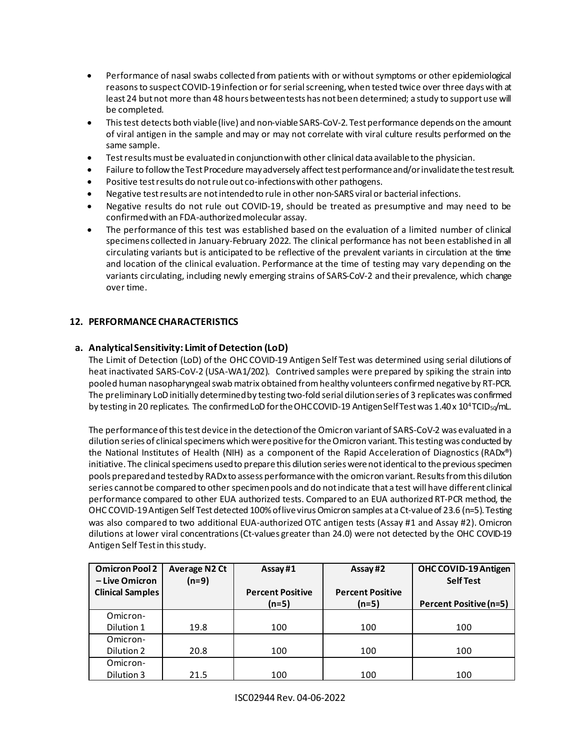- Performance of nasal swabs collected from patients with or without symptoms or other epidemiological reasons to suspect COVID-19 infection or for serial screening, when tested twice over three days with at least 24 but not more than 48 hours between tests has not been determined; a study to support use will be completed.
- This test detects both viable (live) and non-viable SARS-CoV-2. Test performance depends on the amount of viral antigen in the sample and may or may not correlate with viral culture results performed on the same sample.
- Test results must be evaluated in conjunction with other clinical data available to the physician.
- Failure to follow the Test Procedure may adversely affect test performance and/or invalidate the test result.
- Positive test results do not rule out co-infections with other pathogens.
- Negative test results are not intended to rule in other non-SARS viral or bacterial infections.
- Negative results do not rule out COVID-19, should be treated as presumptive and may need to be confirmed with an FDA-authorized molecular assay.
- The performance of this test was established based on the evaluation of a limited number of clinical specimens collected in January-February 2022. The clinical performance has not been established in all circulating variants but is anticipated to be reflective of the prevalent variants in circulation at the time and location of the clinical evaluation. Performance at the time of testing may vary depending on the variants circulating, including newly emerging strains of SARS-CoV-2 and their prevalence, which change over time.

## 12. PERFORMANCE CHARACTERISTICS

### a. Analytical Sensitivity: Limit of Detection (LoD)

The Limit of Detection (LoD) of the OHC COVID-19 Antigen Self Test was determined using serial dilutions of heat inactivated SARS-CoV-2 (USA-WA1/202). Contrived samples were prepared by spiking the strain into pooled human nasopharyngeal swab matrix obtained from healthy volunteers confirmed negative by RT-PCR. The preliminary LoD initially determined by testing two-fold serial dilution series of 3 replicates was confirmed by testing in 20 replicates. The confirmed LoD for the OHC COVID-19 Antigen Self Test was $1.40 \times 10^{4}$ $TCID_{50}$/mL.

The performance of this test device in the detection of the Omicron variant of SARS-CoV-2 was evaluated in a dilution series of clinical specimens which were positive for the Omicron variant. This testing was conducted by the National Institutes of Health (NIH) as a component of the Rapid Acceleration of Diagnostics (RADx®) initiative. The clinical specimens used to prepare this dilution series were not identical to the previous specimen pools prepared and tested by RADx to assess performance with the omicron variant. Results from this dilution series cannot be compared to other specimen pools and do not indicate that a test will have different clinical performance compared to other EUA authorized tests. Compared to an EUA authorized RT-PCR method, the OHC COVID-19 Antigen Self Test detected 100% of live virus Omicron samples at a Ct-value of 23.6 (n=5). Testing was also compared to two additional EUA-authorized OTC antigen tests (Assay #1 and Assay #2). Omicron dilutions at lower viral concentrations (Ct-values greater than 24.0) were not detected by the OHC COVID-19 Antigen Self Test in this study.

| Omicron Pool 2 – Live Omicron Clinical Samples | Average N2 Ct (n=9) | Assay #1 Percent Positive (n=5) | Assay #2 Percent Positive (n=5) | OHC COVID-19 Antigen Self Test Percent Positive (n=5) |
|---|---|---|---|---|
| Omicron-Dilution 1 | 19.8 | 100 | 100 | 100 |
| Omicron-Dilution 2 | 20.8 | 100 | 100 | 100 |
| Omicron-Dilution 3 | 21.5 | 100 | 100 | 100 |

ISC02944 Rev. 04-06-2022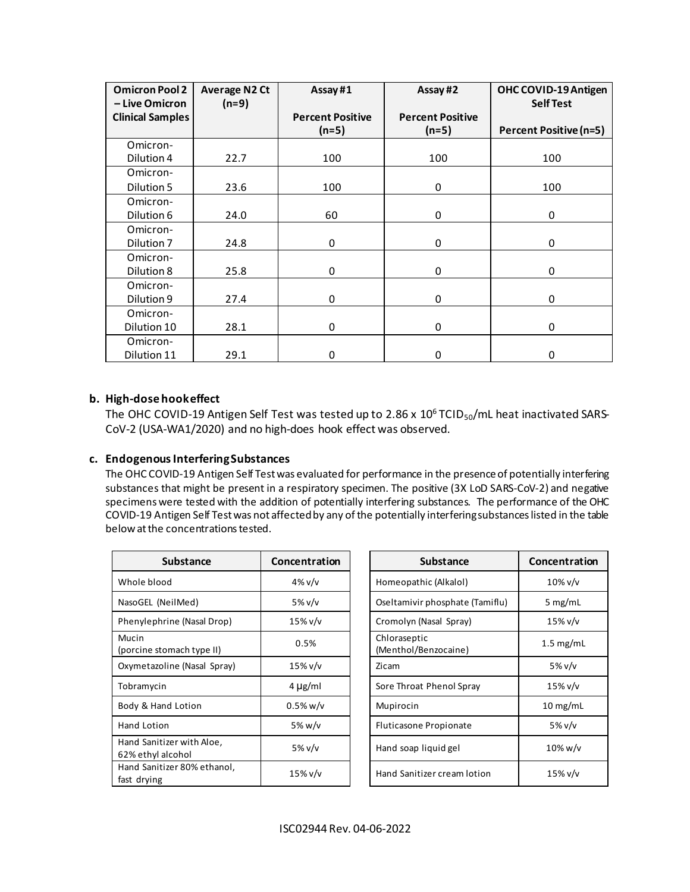| Omicron Pool 2 – Live Omicron Clinical Samples | Average N2 Ct (n=9) | Assay #1 Percent Positive (n=5) | Assay #2 Percent Positive (n=5) | OHC COVID-19 Antigen Self Test Percent Positive (n=5) |
|---|---|---|---|---|
| Omicron-Dilution 4 | 22.7 | 100 | 100 | 100 |
| Omicron-Dilution 5 | 23.6 | 100 | 0 | 100 |
| Omicron-Dilution 6 | 24.0 | 60 | 0 | 0 |
| Omicron-Dilution 7 | 24.8 | 0 | 0 | 0 |
| Omicron-Dilution 8 | 25.8 | 0 | 0 | 0 |
| Omicron-Dilution 9 | 27.4 | 0 | 0 | 0 |
| Omicron-Dilution 10 | 28.1 | 0 | 0 | 0 |
| Omicron-Dilution 11 | 29.1 | 0 | 0 | 0 |

**b. High-dose hook effect**

The OHC COVID-19 Antigen Self Test was tested up to $2.86 \times 10^6$ $TCID_{50}$/mL heat inactivated SARS-CoV-2 (USA-WA1/2020) and no high-does hook effect was observed.

**c. Endogenous Interfering Substances**

The OHC COVID-19 Antigen Self Test was evaluated for performance in the presence of potentially interfering substances that might be present in a respiratory specimen. The positive (3X LoD SARS-CoV-2) and negative specimens were tested with the addition of potentially interfering substances. The performance of the OHC COVID-19 Antigen Self Test was not affected by any of the potentially interfering substances listed in the table below at the concentrations tested.

| Substance | Concentration |
|---|---|
| Whole blood | 4% v/v |
| NasoGEL (NeilMed) | 5% v/v |
| Phenylephrine (Nasal Drop) | 15% v/v |
| Mucin (porcine stomach type II) | 0.5% |
| Oxymetazoline (Nasal Spray) | 15% v/v |
| Tobramycin | 4 µg/ml |
| Body & Hand Lotion | 0.5% w/v |
| Hand Lotion | 5% w/v |
| Hand Sanitizer with Aloe, 62% ethyl alcohol | 5% v/v |
| Hand Sanitizer 80% ethanol, fast drying | 15% v/v |

| Substance | Concentration |
|---|---|
| Homeopathic (Alkalol) | 10% v/v |
| Oseltamivir phosphate (Tamiflu) | 5 mg/mL |
| Cromolyn (Nasal Spray) | 15% v/v |
| Chloraseptic (Menthol/Benzocaine) | 1.5 mg/mL |
| Zicam | 5% v/v |
| Sore Throat Phenol Spray | 15% v/v |
| Mupirocin | 10 mg/mL |
| Fluticasone Propionate | 5% v/v |
| Hand soap liquid gel | 10% w/v |
| Hand Sanitizer cream lotion | 15% v/v |

ISC02944 Rev. 04-06-2022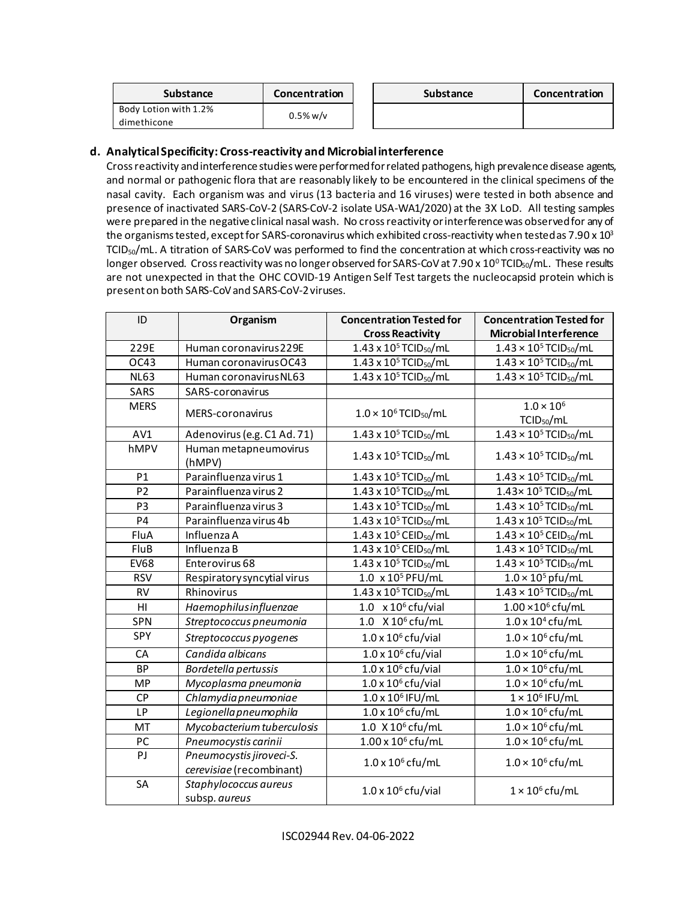| Substance | Concentration | Substance | Concentration |
|---|---|---|---|
| Body Lotion with 1.2% dimethicone | 0.5% w/v | | |

### d. Analytical Specificity: Cross-reactivity and Microbial interference

Cross reactivity and interference studies were performed for related pathogens, high prevalence disease agents, and normal or pathogenic flora that are reasonably likely to be encountered in the clinical specimens of the nasal cavity. Each organism was and virus (13 bacteria and 16 viruses) were tested in both absence and presence of inactivated SARS-CoV-2 (SARS-CoV-2 isolate USA-WA1/2020) at the 3X LoD. All testing samples were prepared in the negative clinical nasal wash. No cross reactivity or interference was observed for any of the organisms tested, except for SARS-coronavirus which exhibited cross-reactivity when tested as $7.90 \times 10^3$ $TCID_{50}$/mL. A titration of SARS-CoV was performed to find the concentration at which cross-reactivity was no longer observed. Cross reactivity was no longer observed for SARS-CoV at $7.90 \times 10^0$ $TCID_{50}$/mL. These results are not unexpected in that the OHC COVID-19 Antigen Self Test targets the nucleocapsid protein which is present on both SARS-CoV and SARS-CoV-2 viruses.

| ID | Organism | Concentration Tested for Cross Reactivity | Concentration Tested for Microbial Interference |
|---|---|---|---|
| 229E | Human coronavirus 229E | $1.43 \times 10^5$ $TCID_{50}$/mL | $1.43 \times 10^5$ $TCID_{50}$/mL |
| OC43 | Human coronavirus OC43 | $1.43 \times 10^5$ $TCID_{50}$/mL | $1.43 \times 10^5$ $TCID_{50}$/mL |
| NL63 | Human coronavirus NL63 | $1.43 \times 10^5$ $TCID_{50}$/mL | $1.43 \times 10^5$ $TCID_{50}$/mL |
| SARS | SARS-coronavirus | | |
| MERS | MERS-coronavirus | $1.0 \times 10^6$ $TCID_{50}$/mL | $1.0 \times 10^6$ $TCID_{50}$/mL |
| AV1 | Adenovirus (e.g. C1 Ad. 71) | $1.43 \times 10^5$ $TCID_{50}$/mL | $1.43 \times 10^5$ $TCID_{50}$/mL |
| hMPV | Human metapneumovirus (hMPV) | $1.43 \times 10^5$ $TCID_{50}$/mL | $1.43 \times 10^5$ $TCID_{50}$/mL |
| P1 | Parainfluenza virus 1 | $1.43 \times 10^5$ $TCID_{50}$/mL | $1.43 \times 10^5$ $TCID_{50}$/mL |
| P2 | Parainfluenza virus 2 | $1.43 \times 10^5$ $TCID_{50}$/mL | $1.43 \times 10^5$ $TCID_{50}$/mL |
| P3 | Parainfluenza virus 3 | $1.43 \times 10^5$ $TCID_{50}$/mL | $1.43 \times 10^5$ $TCID_{50}$/mL |
| P4 | Parainfluenza virus 4b | $1.43 \times 10^5$ $TCID_{50}$/mL | $1.43 \times 10^5$ $TCID_{50}$/mL |
| FluA | Influenza A | $1.43 \times 10^5$ $CEID_{50}$/mL | $1.43 \times 10^5$ $CEID_{50}$/mL |
| FluB | Influenza B | $1.43 \times 10^5$ $CEID_{50}$/mL | $1.43 \times 10^5$ $TCID_{50}$/mL |
| EV68 | Enterovirus 68 | $1.43 \times 10^5$ $TCID_{50}$/mL | $1.43 \times 10^5$ $TCID_{50}$/mL |
| RSV | Respiratory syncytial virus | $1.0 \times 10^5$ PFU/mL | $1.0 \times 10^5$ pfu/mL |
| RV | Rhinovirus | $1.43 \times 10^5$ $TCID_{50}$/mL | $1.43 \times 10^5$ $TCID_{50}$/mL |
| HI | *Haemophilus influenzae* | $1.0 \times 10^6$ cfu/vial | $1.00 \times 10^6$ cfu/mL |
| SPN | *Streptococcus pneumonia* | $1.0 \times 10^6$ cfu/mL | $1.0 \times 10^4$ cfu/mL |
| SPY | *Streptococcus pyogenes* | $1.0 \times 10^6$ cfu/vial | $1.0 \times 10^6$ cfu/mL |
| CA | *Candida albicans* | $1.0 \times 10^6$ cfu/vial | $1.0 \times 10^6$ cfu/mL |
| BP | *Bordetella pertussis* | $1.0 \times 10^6$ cfu/vial | $1.0 \times 10^6$ cfu/mL |
| MP | *Mycoplasma pneumonia* | $1.0 \times 10^6$ cfu/vial | $1.0 \times 10^6$ cfu/mL |
| CP | *Chlamydia pneumoniae* | $1.0 \times 10^6$ IFU/mL | $1 \times 10^6$ IFU/mL |
| LP | *Legionella pneumophila* | $1.0 \times 10^6$ cfu/mL | $1.0 \times 10^6$ cfu/mL |
| MT | *Mycobacterium tuberculosis* | $1.0 \times 10^6$ cfu/mL | $1.0 \times 10^6$ cfu/mL |
| PC | *Pneumocystis carinii* | $1.00 \times 10^6$ cfu/mL | $1.0 \times 10^6$ cfu/mL |
| PJ | *Pneumocystis jiroveci-S. cerevisiae* (recombinant) | $1.0 \times 10^6$ cfu/mL | $1.0 \times 10^6$ cfu/mL |
| SA | *Staphylococcus aureus* subsp. *aureus* | $1.0 \times 10^6$ cfu/vial | $1 \times 10^6$ cfu/mL |

ISC02944 Rev. 04-06-2022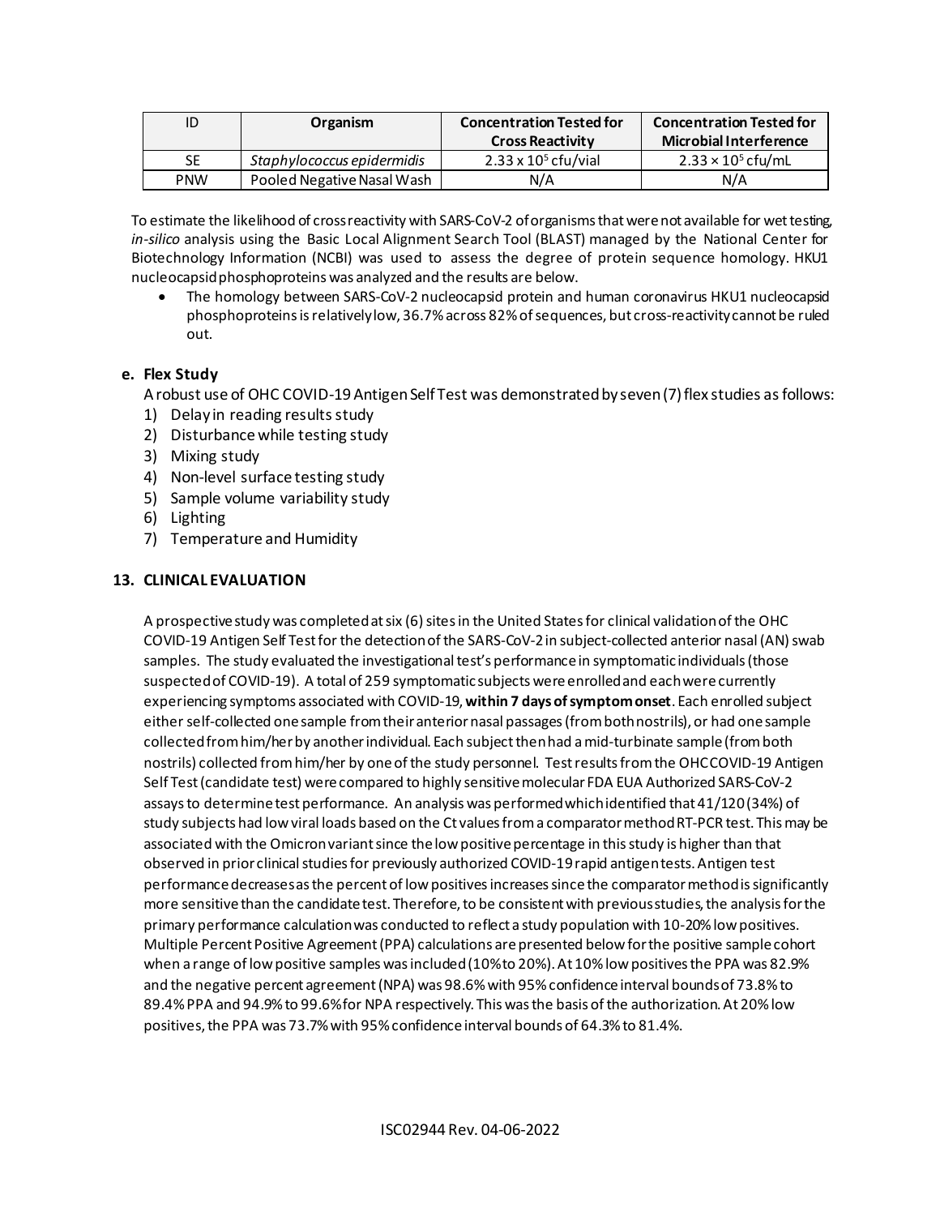| ID | Organism | Concentration Tested for Cross Reactivity | Concentration Tested for Microbial Interference |
|---|---|---|---|
| SE | *Staphylococcus epidermidis* | $2.33 \times 10^5$ cfu/vial | $2.33 \times 10^5$ cfu/mL |
| PNW | Pooled Negative Nasal Wash | N/A | N/A |

To estimate the likelihood of cross reactivity with SARS-CoV-2 of organisms that were not available for wet testing, *in-silico* analysis using the Basic Local Alignment Search Tool (BLAST) managed by the National Center for Biotechnology Information (NCBI) was used to assess the degree of protein sequence homology. HKU1 nucleocapsid phosphoproteins was analyzed and the results are below.

- The homology between SARS-CoV-2 nucleocapsid protein and human coronavirus HKU1 nucleocapsid phosphoproteins is relatively low, 36.7% across 82% of sequences, but cross-reactivity cannot be ruled out.

### e. Flex Study

A robust use of OHC COVID-19 Antigen Self Test was demonstrated by seven (7) flex studies as follows:

1) Delay in reading results study
2) Disturbance while testing study
3) Mixing study
4) Non-level surface testing study
5) Sample volume variability study
6) Lighting
7) Temperature and Humidity

## 13. CLINICAL EVALUATION

A prospective study was completed at six (6) sites in the United States for clinical validation of the OHC COVID-19 Antigen Self Test for the detection of the SARS-CoV-2 in subject-collected anterior nasal (AN) swab samples. The study evaluated the investigational test's performance in symptomatic individuals (those suspected of COVID-19). A total of 259 symptomatic subjects were enrolled and each were currently experiencing symptoms associated with COVID-19, **within 7 days of symptom onset**. Each enrolled subject either self-collected one sample from their anterior nasal passages (from both nostrils), or had one sample collected from him/her by another individual. Each subject then had a mid-turbinate sample (from both nostrils) collected from him/her by one of the study personnel. Test results from the OHC COVID-19 Antigen Self Test (candidate test) were compared to highly sensitive molecular FDA EUA Authorized SARS-CoV-2 assays to determine test performance. An analysis was performed which identified that 41/120 (34%) of study subjects had low viral loads based on the Ct values from a comparator method RT-PCR test. This may be associated with the Omicron variant since the low positive percentage in this study is higher than that observed in prior clinical studies for previously authorized COVID-19 rapid antigen tests. Antigen test performance decreases as the percent of low positives increases since the comparator method is significantly more sensitive than the candidate test. Therefore, to be consistent with previous studies, the analysis for the primary performance calculation was conducted to reflect a study population with 10-20% low positives. Multiple Percent Positive Agreement (PPA) calculations are presented below for the positive sample cohort when a range of low positive samples was included (10% to 20%). At 10% low positives the PPA was 82.9% and the negative percent agreement (NPA) was 98.6% with 95% confidence interval bounds of 73.8% to 89.4% PPA and 94.9% to 99.6% for NPA respectively. This was the basis of the authorization. At 20% low positives, the PPA was 73.7% with 95% confidence interval bounds of 64.3% to 81.4%.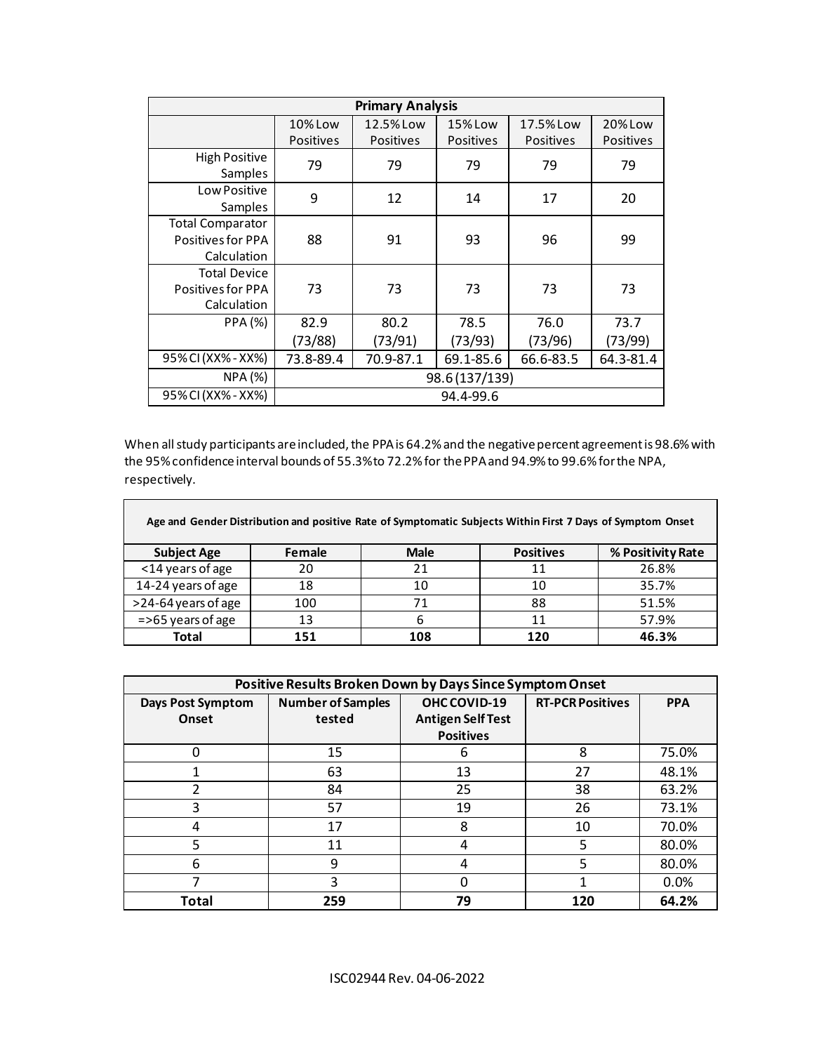| Primary Analysis | | | | | |
|---|---|---|---|---|---|
| | 10% Low Positives | 12.5% Low Positives | 15% Low Positives | 17.5% Low Positives | 20% Low Positives |
| High Positive Samples | 79 | 79 | 79 | 79 | 79 |
| Low Positive Samples | 9 | 12 | 14 | 17 | 20 |
| Total Comparator Positives for PPA Calculation | 88 | 91 | 93 | 96 | 99 |
| Total Device Positives for PPA Calculation | 73 | 73 | 73 | 73 | 73 |
| PPA (%) | 82.9 (73/88) | 80.2 (73/91) | 78.5 (73/93) | 76.0 (73/96) | 73.7 (73/99) |
| 95% CI (XX% - XX%) | 73.8-89.4 | 70.9-87.1 | 69.1-85.6 | 66.6-83.5 | 64.3-81.4 |
| NPA (%) | 98.6 (137/139) | | | | |
| 95% CI (XX% - XX%) | 94.4-99.6 | | | | |

When all study participants are included, the PPA is 64.2% and the negative percent agreement is 98.6% with the 95% confidence interval bounds of 55.3% to 72.2% for the PPA and 94.9% to 99.6% for the NPA, respectively.

| Age and Gender Distribution and positive Rate of Symptomatic Subjects Within First 7 Days of Symptom Onset | | | | |
|---|---|---|---|---|
| **Subject Age** | **Female** | **Male** | **Positives** | **% Positivity Rate** |
| <14 years of age | 20 | 21 | 11 | 26.8% |
| 14-24 years of age | 18 | 10 | 10 | 35.7% |
| >24-64 years of age | 100 | 71 | 88 | 51.5% |
| =>65 years of age | 13 | 6 | 11 | 57.9% |
| **Total** | **151** | **108** | **120** | **46.3%** |

| Positive Results Broken Down by Days Since Symptom Onset | | | | |
|---|---|---|---|---|
| **Days Post Symptom Onset** | **Number of Samples tested** | **OHC COVID-19 Antigen Self Test Positives** | **RT-PCR Positives** | **PPA** |
| 0 | 15 | 6 | 8 | 75.0% |
| 1 | 63 | 13 | 27 | 48.1% |
| 2 | 84 | 25 | 38 | 63.2% |
| 3 | 57 | 19 | 26 | 73.1% |
| 4 | 17 | 8 | 10 | 70.0% |
| 5 | 11 | 4 | 5 | 80.0% |
| 6 | 9 | 4 | 5 | 80.0% |
| 7 | 3 | 0 | 1 | 0.0% |
| **Total** | **259** | **79** | **120** | **64.2%** |

ISC02944 Rev. 04-06-2022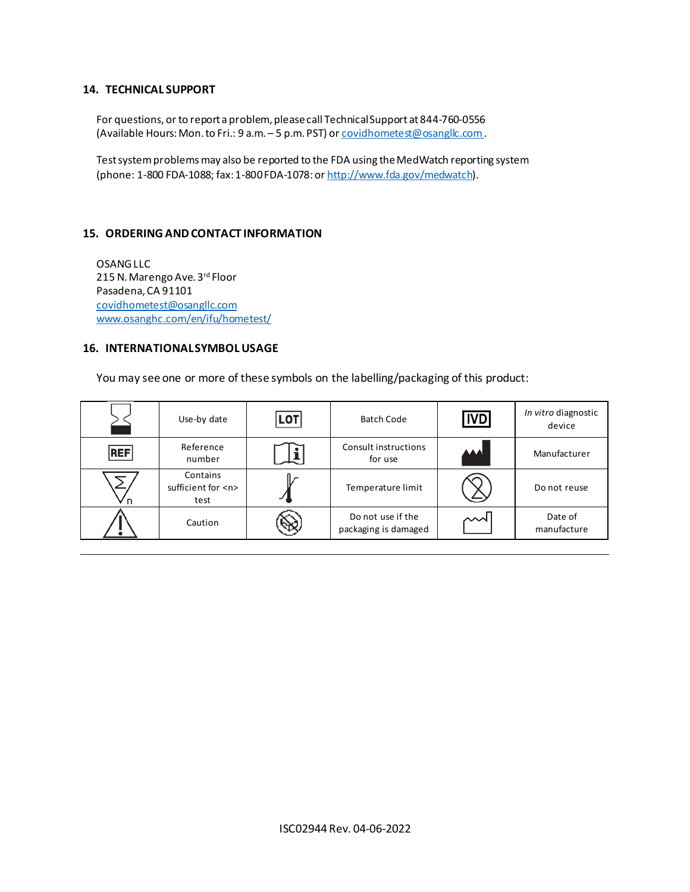## 14. TECHNICAL SUPPORT

For questions, or to report a problem, please call Technical Support at 844-760-0556 (Available Hours: Mon. to Fri.: 9 a.m. – 5 p.m. PST) or covidhometest@osangllc.com.

Test system problems may also be reported to the FDA using the MedWatch reporting system (phone: 1-800 FDA-1088; fax: 1-800 FDA-1078: or http://www.fda.gov/medwatch).

## 15. ORDERING AND CONTACT INFORMATION

OSANG LLC
215 N. Marengo Ave. 3rd Floor
Pasadena, CA 91101
covidhometest@osangllc.com
www.osanghc.com/en/ifu/hometest/

## 16. INTERNATIONAL SYMBOL USAGE

You may see one or more of these symbols on the labelling/packaging of this product:

| | | | | | |
|---|---|---|---|---|---|
| | Use-by date | LOT | Batch Code | IVD | *In vitro* diagnostic device |
| REF | Reference number | | Consult instructions for use | | Manufacturer |
| Σ n | Contains sufficient for <n> test | | Temperature limit | | Do not reuse |
| | Caution | | Do not use if the packaging is damaged | | Date of manufacture |

ISC02944 Rev. 04-06-2022